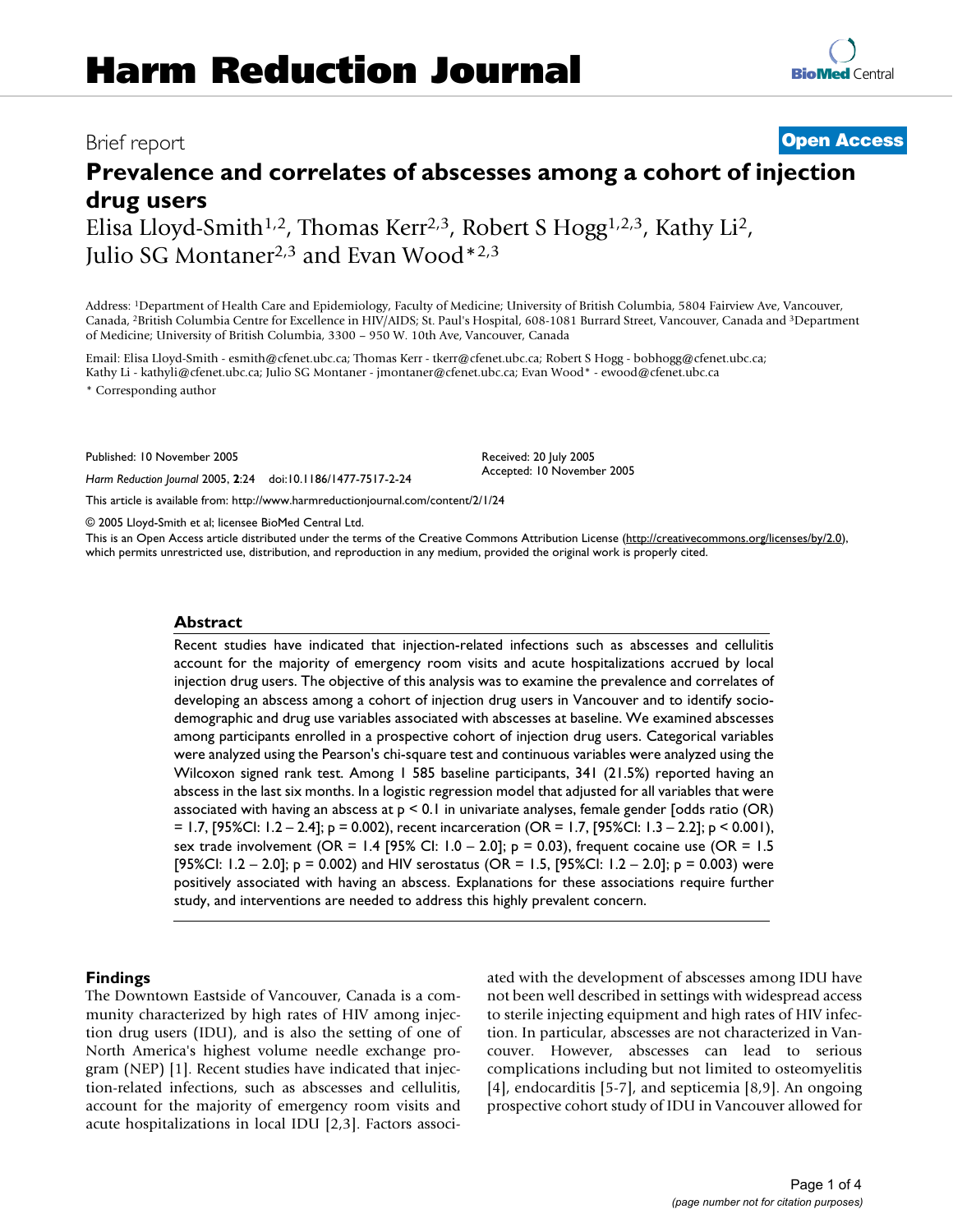Brief report

**Open Access**

# Prevalence and correlates of abscesses among a cohort of injection drug users

Elisa Lloyd-Smith[1,2], Thomas Kerr[2,3], Robert S Hogg[1,2,3], Kathy Li[2], Julio SG Montaner[2,3] and Evan Wood*[2,3]

Address: [1]Department of Health Care and Epidemiology, Faculty of Medicine; University of British Columbia, 5804 Fairview Ave, Vancouver, Canada, [2]British Columbia Centre for Excellence in HIV/AIDS; St. Paul's Hospital, 608-1081 Burrard Street, Vancouver, Canada and [3]Department of Medicine; University of British Columbia, 3300 – 950 W. 10th Ave, Vancouver, Canada

Email: Elisa Lloyd-Smith - esmith@cfenet.ubc.ca; Thomas Kerr - tkerr@cfenet.ubc.ca; Robert S Hogg - bobhogg@cfenet.ubc.ca; Kathy Li - kathyli@cfenet.ubc.ca; Julio SG Montaner - jmontaner@cfenet.ubc.ca; Evan Wood* - ewood@cfenet.ubc.ca

\* Corresponding author

Published: 10 November 2005

*Harm Reduction Journal* 2005, **2**:24 doi:10.1186/1477-7517-2-24

Received: 20 July 2005
Accepted: 10 November 2005

This article is available from: http://www.harmreductionjournal.com/content/2/1/24

© 2005 Lloyd-Smith et al; licensee BioMed Central Ltd.

This is an Open Access article distributed under the terms of the Creative Commons Attribution License (http://creativecommons.org/licenses/by/2.0), which permits unrestricted use, distribution, and reproduction in any medium, provided the original work is properly cited.

## Abstract

Recent studies have indicated that injection-related infections such as abscesses and cellulitis account for the majority of emergency room visits and acute hospitalizations accrued by local injection drug users. The objective of this analysis was to examine the prevalence and correlates of developing an abscess among a cohort of injection drug users in Vancouver and to identify socio-demographic and drug use variables associated with abscesses at baseline. We examined abscesses among participants enrolled in a prospective cohort of injection drug users. Categorical variables were analyzed using the Pearson's chi-square test and continuous variables were analyzed using the Wilcoxon signed rank test. Among 1 585 baseline participants, 341 (21.5%) reported having an abscess in the last six months. In a logistic regression model that adjusted for all variables that were associated with having an abscess at $p < 0.1$ in univariate analyses, female gender [odds ratio (OR) = 1.7, [95%CI: 1.2 – 2.4]; $p = 0.002$), recent incarceration (OR = 1.7, [95%CI: 1.3 – 2.2]; $p < 0.001$), sex trade involvement (OR = 1.4 [95% CI: 1.0 – 2.0]; $p = 0.03$), frequent cocaine use (OR = 1.5 [95%CI: 1.2 – 2.0]; $p = 0.002$) and HIV serostatus (OR = 1.5, [95%CI: 1.2 – 2.0]; $p = 0.003$) were positively associated with having an abscess. Explanations for these associations require further study, and interventions are needed to address this highly prevalent concern.

## Findings

The Downtown Eastside of Vancouver, Canada is a community characterized by high rates of HIV among injection drug users (IDU), and is also the setting of one of North America's highest volume needle exchange program (NEP) [1]. Recent studies have indicated that injection-related infections, such as abscesses and cellulitis, account for the majority of emergency room visits and acute hospitalizations in local IDU [2,3]. Factors associated with the development of abscesses among IDU have not been well described in settings with widespread access to sterile injecting equipment and high rates of HIV infection. In particular, abscesses are not characterized in Vancouver. However, abscesses can lead to serious complications including but not limited to osteomyelitis [4], endocarditis [5-7], and septicemia [8,9]. An ongoing prospective cohort study of IDU in Vancouver allowed for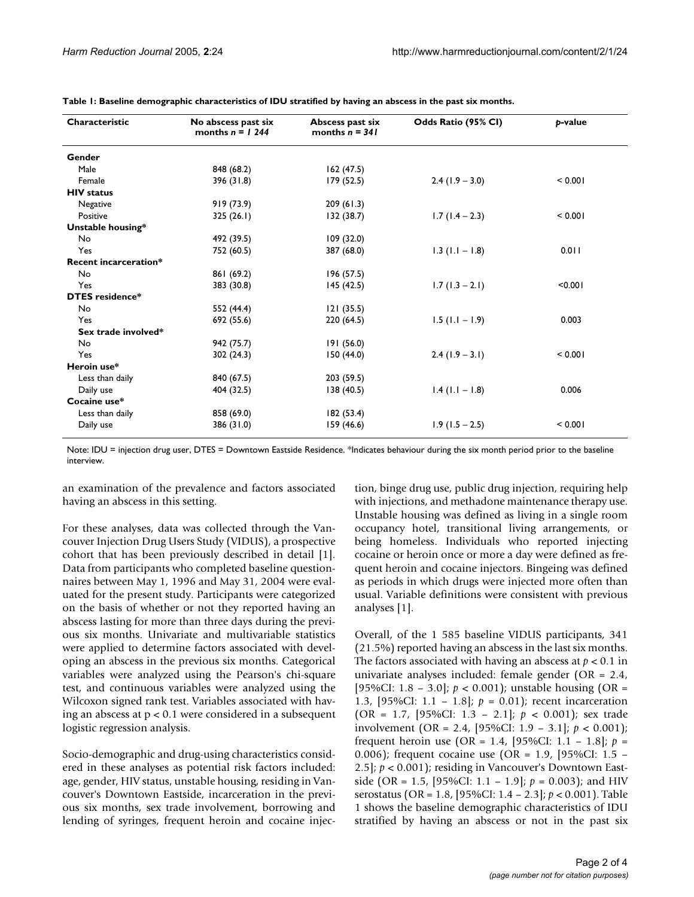**Table 1: Baseline demographic characteristics of IDU stratified by having an abscess in the past six months.**

| Characteristic | No abscess past six months *n = 1 244* | Abscess past six months *n = 341* | Odds Ratio (95% CI) | *p*-value |
|---|---|---|---|---|
| **Gender** | | | | |
| Male | 848 (68.2) | 162 (47.5) | | |
| Female | 396 (31.8) | 179 (52.5) | 2.4 (1.9 – 3.0) | < 0.001 |
| **HIV status** | | | | |
| Negative | 919 (73.9) | 209 (61.3) | | |
| Positive | 325 (26.1) | 132 (38.7) | 1.7 (1.4 – 2.3) | < 0.001 |
| **Unstable housing*** | | | | |
| No | 492 (39.5) | 109 (32.0) | | |
| Yes | 752 (60.5) | 387 (68.0) | 1.3 (1.1 – 1.8) | 0.011 |
| **Recent incarceration*** | | | | |
| No | 861 (69.2) | 196 (57.5) | | |
| Yes | 383 (30.8) | 145 (42.5) | 1.7 (1.3 – 2.1) | <0.001 |
| **DTES residence*** | | | | |
| No | 552 (44.4) | 121 (35.5) | | |
| Yes | 692 (55.6) | 220 (64.5) | 1.5 (1.1 – 1.9) | 0.003 |
| **Sex trade involved*** | | | | |
| No | 942 (75.7) | 191 (56.0) | | |
| Yes | 302 (24.3) | 150 (44.0) | 2.4 (1.9 – 3.1) | < 0.001 |
| **Heroin use*** | | | | |
| Less than daily | 840 (67.5) | 203 (59.5) | | |
| Daily use | 404 (32.5) | 138 (40.5) | 1.4 (1.1 – 1.8) | 0.006 |
| **Cocaine use*** | | | | |
| Less than daily | 858 (69.0) | 182 (53.4) | | |
| Daily use | 386 (31.0) | 159 (46.6) | 1.9 (1.5 – 2.5) | < 0.001 |

Note: IDU = injection drug user, DTES = Downtown Eastside Residence. *Indicates behaviour during the six month period prior to the baseline interview.

an examination of the prevalence and factors associated having an abscess in this setting.

For these analyses, data was collected through the Vancouver Injection Drug Users Study (VIDUS), a prospective cohort that has been previously described in detail [1]. Data from participants who completed baseline questionnaires between May 1, 1996 and May 31, 2004 were evaluated for the present study. Participants were categorized on the basis of whether or not they reported having an abscess lasting for more than three days during the previous six months. Univariate and multivariable statistics were applied to determine factors associated with developing an abscess in the previous six months. Categorical variables were analyzed using the Pearson's chi-square test, and continuous variables were analyzed using the Wilcoxon signed rank test. Variables associated with having an abscess at $p < 0.1$ were considered in a subsequent logistic regression analysis.

Socio-demographic and drug-using characteristics considered in these analyses as potential risk factors included: age, gender, HIV status, unstable housing, residing in Vancouver's Downtown Eastside, incarceration in the previous six months, sex trade involvement, borrowing and lending of syringes, frequent heroin and cocaine injection, binge drug use, public drug injection, requiring help with injections, and methadone maintenance therapy use. Unstable housing was defined as living in a single room occupancy hotel, transitional living arrangements, or being homeless. Individuals who reported injecting cocaine or heroin once or more a day were defined as frequent heroin and cocaine injectors. Bingeing was defined as periods in which drugs were injected more often than usual. Variable definitions were consistent with previous analyses [1].

Overall, of the 1 585 baseline VIDUS participants, 341 (21.5%) reported having an abscess in the last six months. The factors associated with having an abscess at $p < 0.1$ in univariate analyses included: female gender (OR = 2.4, [95%CI: 1.8 – 3.0]; $p < 0.001$); unstable housing (OR = 1.3, [95%CI: 1.1 – 1.8]; $p = 0.01$); recent incarceration (OR = 1.7, [95%CI: 1.3 – 2.1]; $p < 0.001$); sex trade involvement (OR = 2.4, [95%CI: 1.9 – 3.1]; $p < 0.001$); frequent heroin use (OR = 1.4, [95%CI: 1.1 – 1.8]; $p = 0.006$); frequent cocaine use (OR = 1.9, [95%CI: 1.5 – 2.5]; $p < 0.001$); residing in Vancouver's Downtown Eastside (OR = 1.5, [95%CI: 1.1 – 1.9]; $p = 0.003$); and HIV serostatus (OR = 1.8, [95%CI: 1.4 – 2.3]; $p < 0.001$). Table 1 shows the baseline demographic characteristics of IDU stratified by having an abscess or not in the past six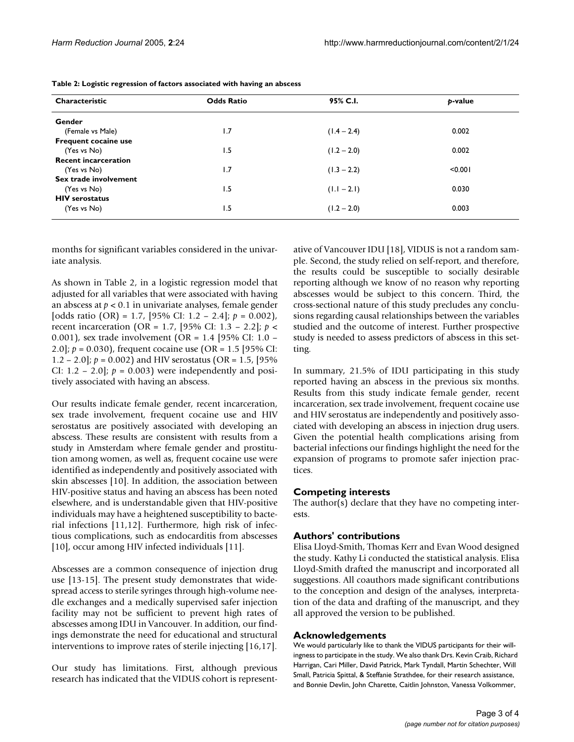**Table 2: Logistic regression of factors associated with having an abscess**

| Characteristic | Odds Ratio | 95% C.I. | *p*-value |
|---|---|---|---|
| **Gender** | | | |
| (Female vs Male) | 1.7 | (1.4 – 2.4) | 0.002 |
| **Frequent cocaine use** | | | |
| (Yes vs No) | 1.5 | (1.2 – 2.0) | 0.002 |
| **Recent incarceration** | | | |
| (Yes vs No) | 1.7 | (1.3 – 2.2) | <0.001 |
| **Sex trade involvement** | | | |
| (Yes vs No) | 1.5 | (1.1 – 2.1) | 0.030 |
| **HIV serostatus** | | | |
| (Yes vs No) | 1.5 | (1.2 – 2.0) | 0.003 |

months for significant variables considered in the univariate analysis.

As shown in Table 2, in a logistic regression model that adjusted for all variables that were associated with having an abscess at $p < 0.1$ in univariate analyses, female gender [odds ratio (OR) = 1.7, [95% CI: 1.2 – 2.4]; $p = 0.002$), recent incarceration (OR = 1.7, [95% CI: 1.3 – 2.2]; $p < 0.001$), sex trade involvement (OR = 1.4 [95% CI: 1.0 – 2.0]; $p = 0.030$), frequent cocaine use (OR = 1.5 [95% CI: 1.2 – 2.0]; $p = 0.002$) and HIV serostatus (OR = 1.5, [95% CI: 1.2 – 2.0]; $p = 0.003$) were independently and positively associated with having an abscess.

Our results indicate female gender, recent incarceration, sex trade involvement, frequent cocaine use and HIV serostatus are positively associated with developing an abscess. These results are consistent with results from a study in Amsterdam where female gender and prostitution among women, as well as, frequent cocaine use were identified as independently and positively associated with skin abscesses [10]. In addition, the association between HIV-positive status and having an abscess has been noted elsewhere, and is understandable given that HIV-positive individuals may have a heightened susceptibility to bacterial infections [11,12]. Furthermore, high risk of infectious complications, such as endocarditis from abscesses [10], occur among HIV infected individuals [11].

Abscesses are a common consequence of injection drug use [13-15]. The present study demonstrates that widespread access to sterile syringes through high-volume needle exchanges and a medically supervised safer injection facility may not be sufficient to prevent high rates of abscesses among IDU in Vancouver. In addition, our findings demonstrate the need for educational and structural interventions to improve rates of sterile injecting [16,17].

Our study has limitations. First, although previous research has indicated that the VIDUS cohort is representative of Vancouver IDU [18], VIDUS is not a random sample. Second, the study relied on self-report, and therefore, the results could be susceptible to socially desirable reporting although we know of no reason why reporting abscesses would be subject to this concern. Third, the cross-sectional nature of this study precludes any conclusions regarding causal relationships between the variables studied and the outcome of interest. Further prospective study is needed to assess predictors of abscess in this setting.

In summary, 21.5% of IDU participating in this study reported having an abscess in the previous six months. Results from this study indicate female gender, recent incarceration, sex trade involvement, frequent cocaine use and HIV serostatus are independently and positively associated with developing an abscess in injection drug users. Given the potential health complications arising from bacterial infections our findings highlight the need for the expansion of programs to promote safer injection practices.

## Competing interests

The author(s) declare that they have no competing interests.

## Authors' contributions

Elisa Lloyd-Smith, Thomas Kerr and Evan Wood designed the study. Kathy Li conducted the statistical analysis. Elisa Lloyd-Smith drafted the manuscript and incorporated all suggestions. All coauthors made significant contributions to the conception and design of the analyses, interpretation of the data and drafting of the manuscript, and they all approved the version to be published.

## Acknowledgements

We would particularly like to thank the VIDUS participants for their willingness to participate in the study. We also thank Drs. Kevin Craib, Richard Harrigan, Cari Miller, David Patrick, Mark Tyndall, Martin Schechter, Will Small, Patricia Spittal, & Steffanie Strathdee, for their research assistance, and Bonnie Devlin, John Charette, Caitlin Johnston, Vanessa Volkommer,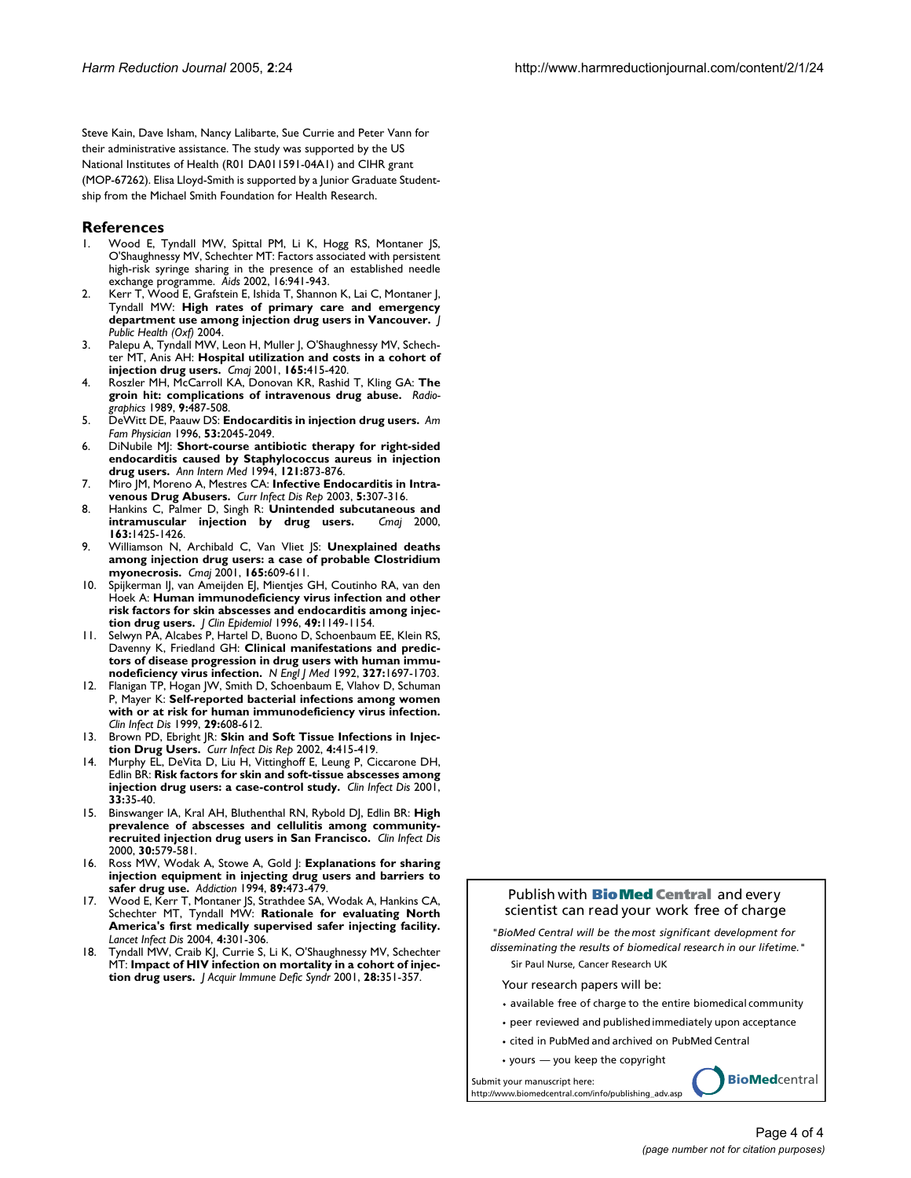Steve Kain, Dave Isham, Nancy Lalibarte, Sue Currie and Peter Vann for their administrative assistance. The study was supported by the US National Institutes of Health (R01 DA011591-04A1) and CIHR grant (MOP-67262). Elisa Lloyd-Smith is supported by a Junior Graduate Studentship from the Michael Smith Foundation for Health Research.

## References

1. Wood E, Tyndall MW, Spittal PM, Li K, Hogg RS, Montaner JS, O'Shaughnessy MV, Schechter MT: Factors associated with persistent high-risk syringe sharing in the presence of an established needle exchange programme. *Aids* 2002, 16:941-943.
2. Kerr T, Wood E, Grafstein E, Ishida T, Shannon K, Lai C, Montaner J, Tyndall MW: **High rates of primary care and emergency department use among injection drug users in Vancouver.** *J Public Health (Oxf)* 2004.
3. Palepu A, Tyndall MW, Leon H, Muller J, O'Shaughnessy MV, Schechter MT, Anis AH: **Hospital utilization and costs in a cohort of injection drug users.** *Cmaj* 2001, **165:**415-420.
4. Roszler MH, McCarroll KA, Donovan KR, Rashid T, Kling GA: **The groin hit: complications of intravenous drug abuse.** *Radiographics* 1989, **9:**487-508.
5. DeWitt DE, Paauw DS: **Endocarditis in injection drug users.** *Am Fam Physician* 1996, **53:**2045-2049.
6. DiNubile MJ: **Short-course antibiotic therapy for right-sided endocarditis caused by Staphylococcus aureus in injection drug users.** *Ann Intern Med* 1994, **121:**873-876.
7. Miro JM, Moreno A, Mestres CA: **Infective Endocarditis in Intravenous Drug Abusers.** *Curr Infect Dis Rep* 2003, **5:**307-316.
8. Hankins C, Palmer D, Singh R: **Unintended subcutaneous and intramuscular injection by drug users.** *Cmaj* 2000, **163:**1425-1426.
9. Williamson N, Archibald C, Van Vliet JS: **Unexplained deaths among injection drug users: a case of probable Clostridium myonecrosis.** *Cmaj* 2001, **165:**609-611.
10. Spijkerman IJ, van Ameijden EJ, Mientjes GH, Coutinho RA, van den Hoek A: **Human immunodeficiency virus infection and other risk factors for skin abscesses and endocarditis among injection drug users.** *J Clin Epidemiol* 1996, **49:**1149-1154.
11. Selwyn PA, Alcabes P, Hartel D, Buono D, Schoenbaum EE, Klein RS, Davenny K, Friedland GH: **Clinical manifestations and predictors of disease progression in drug users with human immunodeficiency virus infection.** *N Engl J Med* 1992, **327:**1697-1703.
12. Flanigan TP, Hogan JW, Smith D, Schoenbaum E, Vlahov D, Schuman P, Mayer K: **Self-reported bacterial infections among women with or at risk for human immunodeficiency virus infection.** *Clin Infect Dis* 1999, **29:**608-612.
13. Brown PD, Ebright JR: **Skin and Soft Tissue Infections in Injection Drug Users.** *Curr Infect Dis Rep* 2002, **4:**415-419.
14. Murphy EL, DeVita D, Liu H, Vittinghoff E, Leung P, Ciccarone DH, Edlin BR: **Risk factors for skin and soft-tissue abscesses among injection drug users: a case-control study.** *Clin Infect Dis* 2001, **33:**35-40.
15. Binswanger IA, Kral AH, Bluthenthal RN, Rybold DJ, Edlin BR: **High prevalence of abscesses and cellulitis among community-recruited injection drug users in San Francisco.** *Clin Infect Dis* 2000, **30:**579-581.
16. Ross MW, Wodak A, Stowe A, Gold J: **Explanations for sharing injection equipment in injecting drug users and barriers to safer drug use.** *Addiction* 1994, **89:**473-479.
17. Wood E, Kerr T, Montaner JS, Strathdee SA, Wodak A, Hankins CA, Schechter MT, Tyndall MW: **Rationale for evaluating North America's first medically supervised safer injecting facility.** *Lancet Infect Dis* 2004, **4:**301-306.
18. Tyndall MW, Craib KJ, Currie S, Li K, O'Shaughnessy MV, Schechter MT: **Impact of HIV infection on mortality in a cohort of injection drug users.** *J Acquir Immune Defic Syndr* 2001, **28:**351-357.

Publish with **BioMed Central** and every scientist can read your work free of charge

*"BioMed Central will be the most significant development for disseminating the results of biomedical research in our lifetime."*
Sir Paul Nurse, Cancer Research UK

Your research papers will be:

- available free of charge to the entire biomedical community
- peer reviewed and published immediately upon acceptance
- cited in PubMed and archived on PubMed Central
- yours — you keep the copyright

Submit your manuscript here:
http://www.biomedcentral.com/info/publishing_adv.asp

BioMedcentral